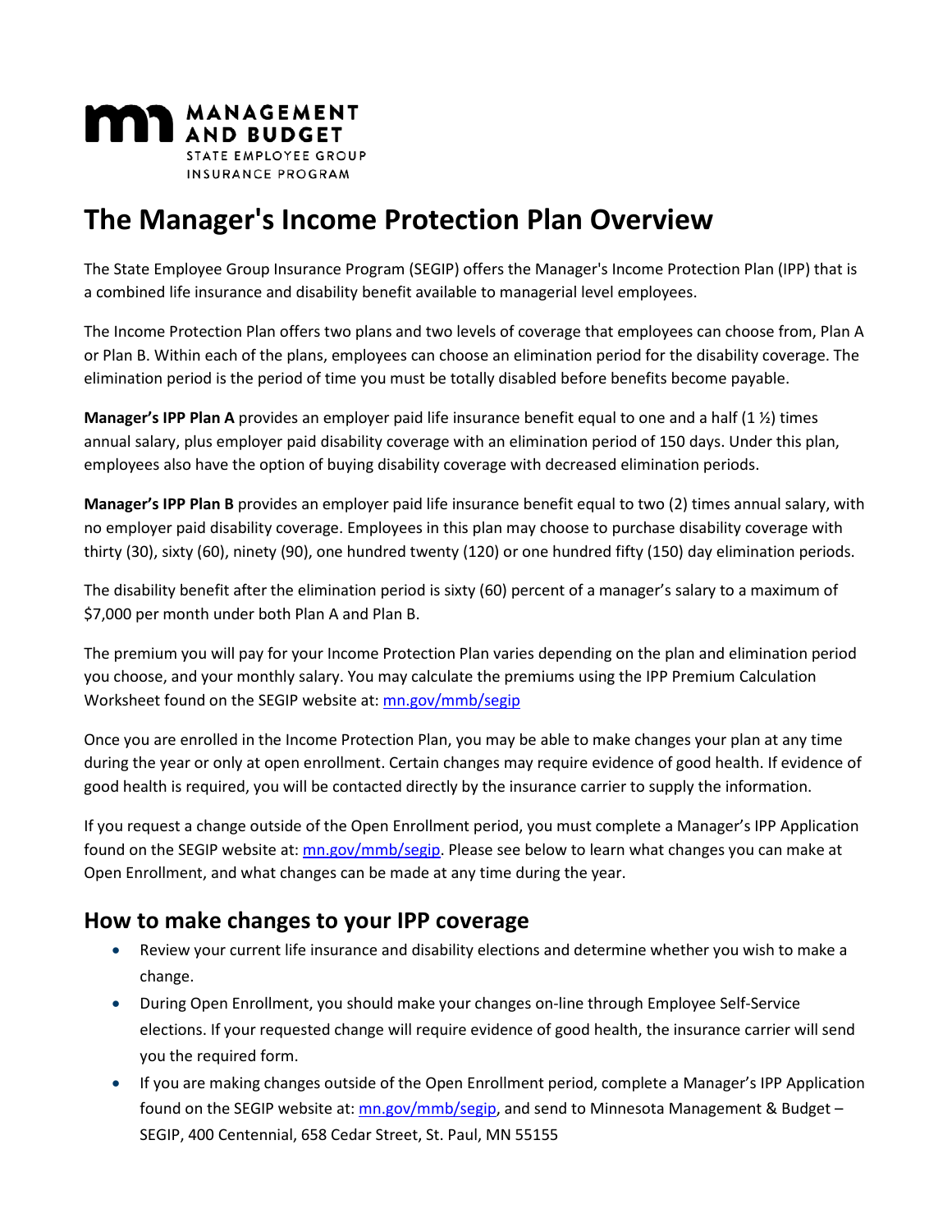MANAGEMENT AND BUDGET
STATE EMPLOYEE GROUP INSURANCE PROGRAM

# The Manager's Income Protection Plan Overview

The State Employee Group Insurance Program (SEGIP) offers the Manager's Income Protection Plan (IPP) that is a combined life insurance and disability benefit available to managerial level employees.

The Income Protection Plan offers two plans and two levels of coverage that employees can choose from, Plan A or Plan B. Within each of the plans, employees can choose an elimination period for the disability coverage. The elimination period is the period of time you must be totally disabled before benefits become payable.

**Manager's IPP Plan A** provides an employer paid life insurance benefit equal to one and a half (1 ½) times annual salary, plus employer paid disability coverage with an elimination period of 150 days. Under this plan, employees also have the option of buying disability coverage with decreased elimination periods.

**Manager's IPP Plan B** provides an employer paid life insurance benefit equal to two (2) times annual salary, with no employer paid disability coverage. Employees in this plan may choose to purchase disability coverage with thirty (30), sixty (60), ninety (90), one hundred twenty (120) or one hundred fifty (150) day elimination periods.

The disability benefit after the elimination period is sixty (60) percent of a manager's salary to a maximum of $7,000 per month under both Plan A and Plan B.

The premium you will pay for your Income Protection Plan varies depending on the plan and elimination period you choose, and your monthly salary. You may calculate the premiums using the IPP Premium Calculation Worksheet found on the SEGIP website at: mn.gov/mmb/segip

Once you are enrolled in the Income Protection Plan, you may be able to make changes your plan at any time during the year or only at open enrollment. Certain changes may require evidence of good health. If evidence of good health is required, you will be contacted directly by the insurance carrier to supply the information.

If you request a change outside of the Open Enrollment period, you must complete a Manager's IPP Application found on the SEGIP website at: mn.gov/mmb/segip. Please see below to learn what changes you can make at Open Enrollment, and what changes can be made at any time during the year.

## How to make changes to your IPP coverage

- Review your current life insurance and disability elections and determine whether you wish to make a change.
- During Open Enrollment, you should make your changes on-line through Employee Self-Service elections. If your requested change will require evidence of good health, the insurance carrier will send you the required form.
- If you are making changes outside of the Open Enrollment period, complete a Manager's IPP Application found on the SEGIP website at: mn.gov/mmb/segip, and send to Minnesota Management & Budget – SEGIP, 400 Centennial, 658 Cedar Street, St. Paul, MN 55155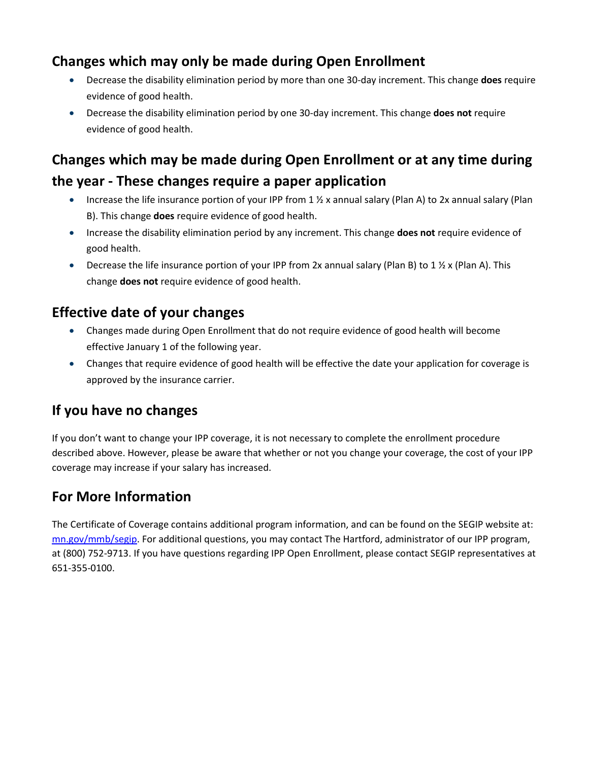## Changes which may only be made during Open Enrollment

- Decrease the disability elimination period by more than one 30-day increment. This change **does** require evidence of good health.
- Decrease the disability elimination period by one 30-day increment. This change **does not** require evidence of good health.

## Changes which may be made during Open Enrollment or at any time during the year - These changes require a paper application

- Increase the life insurance portion of your IPP from 1 ½ x annual salary (Plan A) to 2x annual salary (Plan B). This change **does** require evidence of good health.
- Increase the disability elimination period by any increment. This change **does not** require evidence of good health.
- Decrease the life insurance portion of your IPP from 2x annual salary (Plan B) to 1 ½ x (Plan A). This change **does not** require evidence of good health.

## Effective date of your changes

- Changes made during Open Enrollment that do not require evidence of good health will become effective January 1 of the following year.
- Changes that require evidence of good health will be effective the date your application for coverage is approved by the insurance carrier.

## If you have no changes

If you don't want to change your IPP coverage, it is not necessary to complete the enrollment procedure described above. However, please be aware that whether or not you change your coverage, the cost of your IPP coverage may increase if your salary has increased.

## For More Information

The Certificate of Coverage contains additional program information, and can be found on the SEGIP website at: [mn.gov/mmb/segip](mn.gov/mmb/segip). For additional questions, you may contact The Hartford, administrator of our IPP program, at (800) 752-9713. If you have questions regarding IPP Open Enrollment, please contact SEGIP representatives at 651-355-0100.